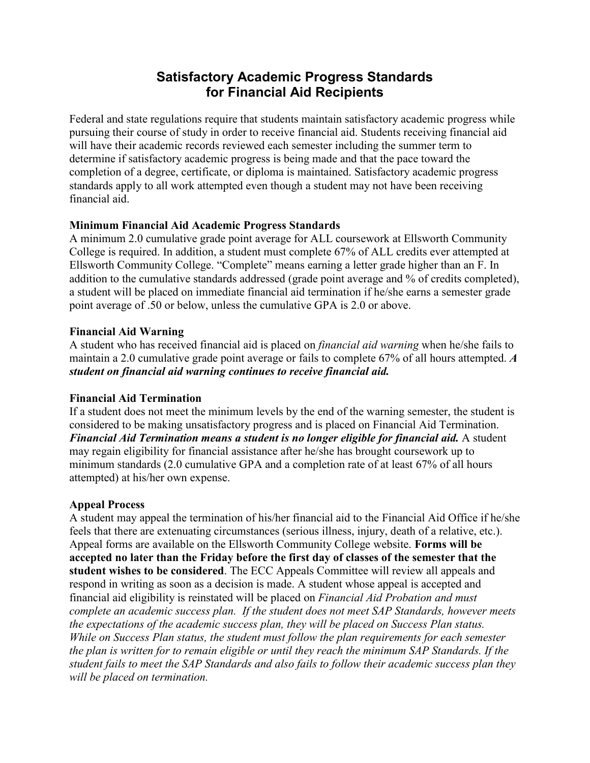# Satisfactory Academic Progress Standards for Financial Aid Recipients

Federal and state regulations require that students maintain satisfactory academic progress while pursuing their course of study in order to receive financial aid. Students receiving financial aid will have their academic records reviewed each semester including the summer term to determine if satisfactory academic progress is being made and that the pace toward the completion of a degree, certificate, or diploma is maintained. Satisfactory academic progress standards apply to all work attempted even though a student may not have been receiving financial aid.

**Minimum Financial Aid Academic Progress Standards**
A minimum 2.0 cumulative grade point average for ALL coursework at Ellsworth Community College is required. In addition, a student must complete 67% of ALL credits ever attempted at Ellsworth Community College. "Complete" means earning a letter grade higher than an F. In addition to the cumulative standards addressed (grade point average and % of credits completed), a student will be placed on immediate financial aid termination if he/she earns a semester grade point average of .50 or below, unless the cumulative GPA is 2.0 or above.

**Financial Aid Warning**
A student who has received financial aid is placed on *financial aid warning* when he/she fails to maintain a 2.0 cumulative grade point average or fails to complete 67% of all hours attempted. ***A student on financial aid warning continues to receive financial aid.***

**Financial Aid Termination**
If a student does not meet the minimum levels by the end of the warning semester, the student is considered to be making unsatisfactory progress and is placed on Financial Aid Termination. ***Financial Aid Termination means a student is no longer eligible for financial aid.*** A student may regain eligibility for financial assistance after he/she has brought coursework up to minimum standards (2.0 cumulative GPA and a completion rate of at least 67% of all hours attempted) at his/her own expense.

**Appeal Process**
A student may appeal the termination of his/her financial aid to the Financial Aid Office if he/she feels that there are extenuating circumstances (serious illness, injury, death of a relative, etc.). Appeal forms are available on the Ellsworth Community College website. **Forms will be accepted no later than the Friday before the first day of classes of the semester that the student wishes to be considered**. The ECC Appeals Committee will review all appeals and respond in writing as soon as a decision is made. A student whose appeal is accepted and financial aid eligibility is reinstated will be placed on *Financial Aid Probation and must complete an academic success plan. If the student does not meet SAP Standards, however meets the expectations of the academic success plan, they will be placed on Success Plan status. While on Success Plan status, the student must follow the plan requirements for each semester the plan is written for to remain eligible or until they reach the minimum SAP Standards. If the student fails to meet the SAP Standards and also fails to follow their academic success plan they will be placed on termination.*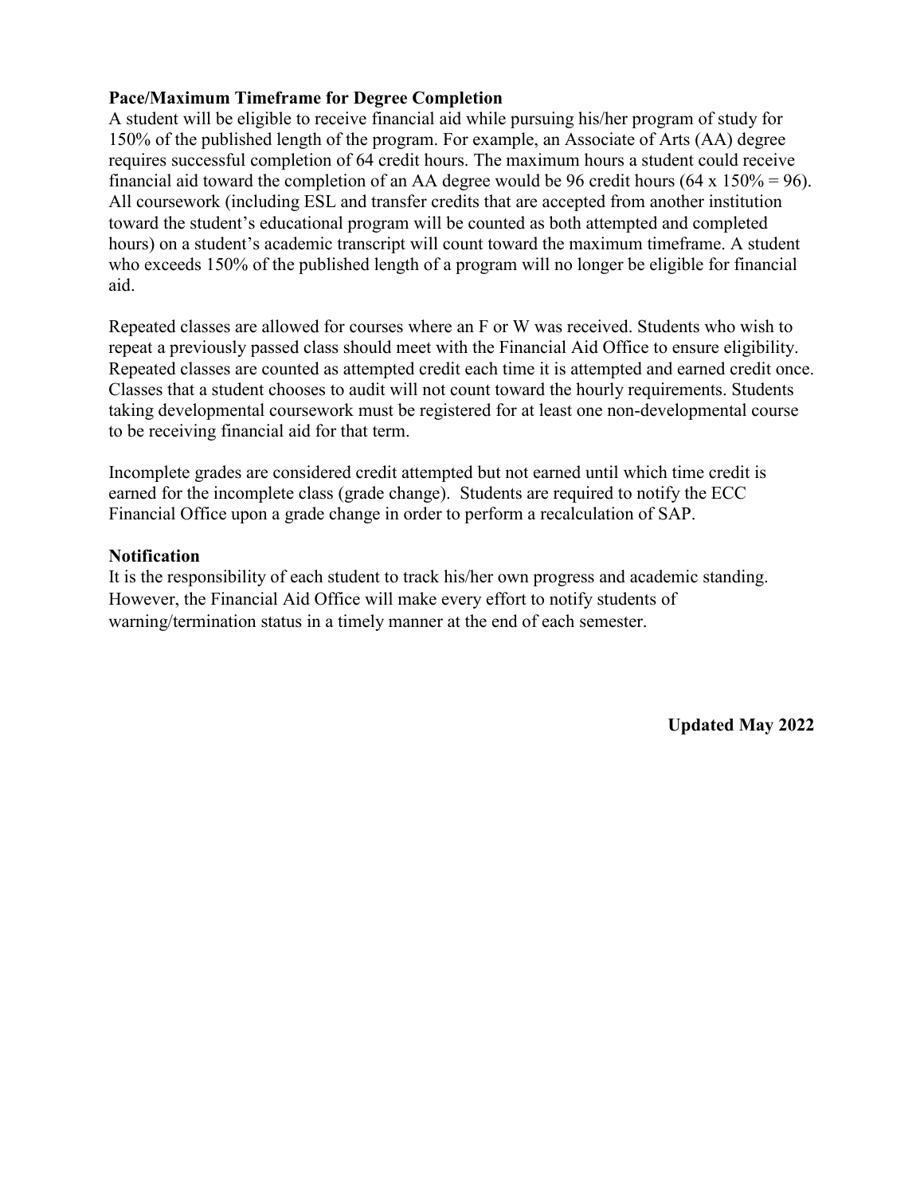**Pace/Maximum Timeframe for Degree Completion**

A student will be eligible to receive financial aid while pursuing his/her program of study for 150% of the published length of the program. For example, an Associate of Arts (AA) degree requires successful completion of 64 credit hours. The maximum hours a student could receive financial aid toward the completion of an AA degree would be 96 credit hours (64 x 150% = 96). All coursework (including ESL and transfer credits that are accepted from another institution toward the student's educational program will be counted as both attempted and completed hours) on a student's academic transcript will count toward the maximum timeframe. A student who exceeds 150% of the published length of a program will no longer be eligible for financial aid.

Repeated classes are allowed for courses where an F or W was received. Students who wish to repeat a previously passed class should meet with the Financial Aid Office to ensure eligibility. Repeated classes are counted as attempted credit each time it is attempted and earned credit once. Classes that a student chooses to audit will not count toward the hourly requirements. Students taking developmental coursework must be registered for at least one non-developmental course to be receiving financial aid for that term.

Incomplete grades are considered credit attempted but not earned until which time credit is earned for the incomplete class (grade change). Students are required to notify the ECC Financial Office upon a grade change in order to perform a recalculation of SAP.

**Notification**

It is the responsibility of each student to track his/her own progress and academic standing. However, the Financial Aid Office will make every effort to notify students of warning/termination status in a timely manner at the end of each semester.

**Updated May 2022**